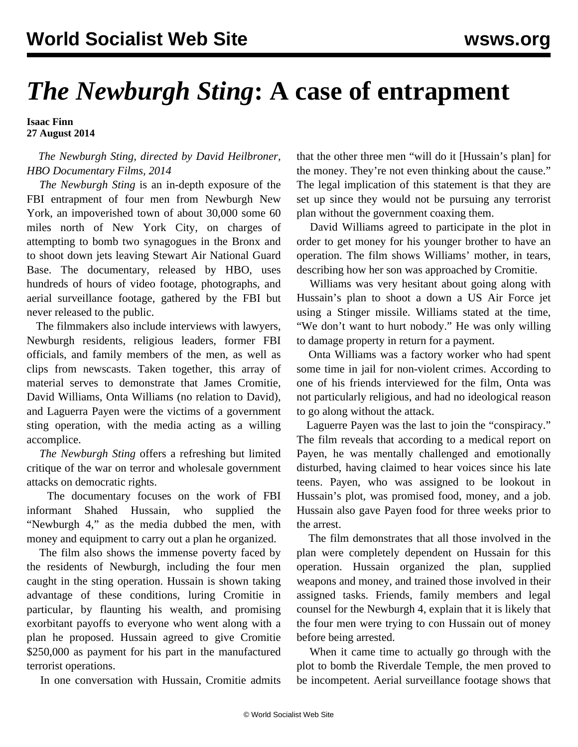# *The Newburgh Sting*: A case of entrapment

**Isaac Finn**
**27 August 2014**

*The Newburgh Sting, directed by David Heilbroner, HBO Documentary Films, 2014*

*The Newburgh Sting* is an in-depth exposure of the FBI entrapment of four men from Newburgh New York, an impoverished town of about 30,000 some 60 miles north of New York City, on charges of attempting to bomb two synagogues in the Bronx and to shoot down jets leaving Stewart Air National Guard Base. The documentary, released by HBO, uses hundreds of hours of video footage, photographs, and aerial surveillance footage, gathered by the FBI but never released to the public.

The filmmakers also include interviews with lawyers, Newburgh residents, religious leaders, former FBI officials, and family members of the men, as well as clips from newscasts. Taken together, this array of material serves to demonstrate that James Cromitie, David Williams, Onta Williams (no relation to David), and Laguerra Payen were the victims of a government sting operation, with the media acting as a willing accomplice.

*The Newburgh Sting* offers a refreshing but limited critique of the war on terror and wholesale government attacks on democratic rights.

The documentary focuses on the work of FBI informant Shahed Hussain, who supplied the "Newburgh 4," as the media dubbed the men, with money and equipment to carry out a plan he organized.

The film also shows the immense poverty faced by the residents of Newburgh, including the four men caught in the sting operation. Hussain is shown taking advantage of these conditions, luring Cromitie in particular, by flaunting his wealth, and promising exorbitant payoffs to everyone who went along with a plan he proposed. Hussain agreed to give Cromitie $250,000 as payment for his part in the manufactured terrorist operations.

In one conversation with Hussain, Cromitie admits that the other three men "will do it [Hussain's plan] for the money. They're not even thinking about the cause." The legal implication of this statement is that they are set up since they would not be pursuing any terrorist plan without the government coaxing them.

David Williams agreed to participate in the plot in order to get money for his younger brother to have an operation. The film shows Williams' mother, in tears, describing how her son was approached by Cromitie.

Williams was very hesitant about going along with Hussain's plan to shoot a down a US Air Force jet using a Stinger missile. Williams stated at the time, "We don't want to hurt nobody." He was only willing to damage property in return for a payment.

Onta Williams was a factory worker who had spent some time in jail for non-violent crimes. According to one of his friends interviewed for the film, Onta was not particularly religious, and had no ideological reason to go along without the attack.

Laguerre Payen was the last to join the "conspiracy." The film reveals that according to a medical report on Payen, he was mentally challenged and emotionally disturbed, having claimed to hear voices since his late teens. Payen, who was assigned to be lookout in Hussain's plot, was promised food, money, and a job. Hussain also gave Payen food for three weeks prior to the arrest.

The film demonstrates that all those involved in the plan were completely dependent on Hussain for this operation. Hussain organized the plan, supplied weapons and money, and trained those involved in their assigned tasks. Friends, family members and legal counsel for the Newburgh 4, explain that it is likely that the four men were trying to con Hussain out of money before being arrested.

When it came time to actually go through with the plot to bomb the Riverdale Temple, the men proved to be incompetent. Aerial surveillance footage shows that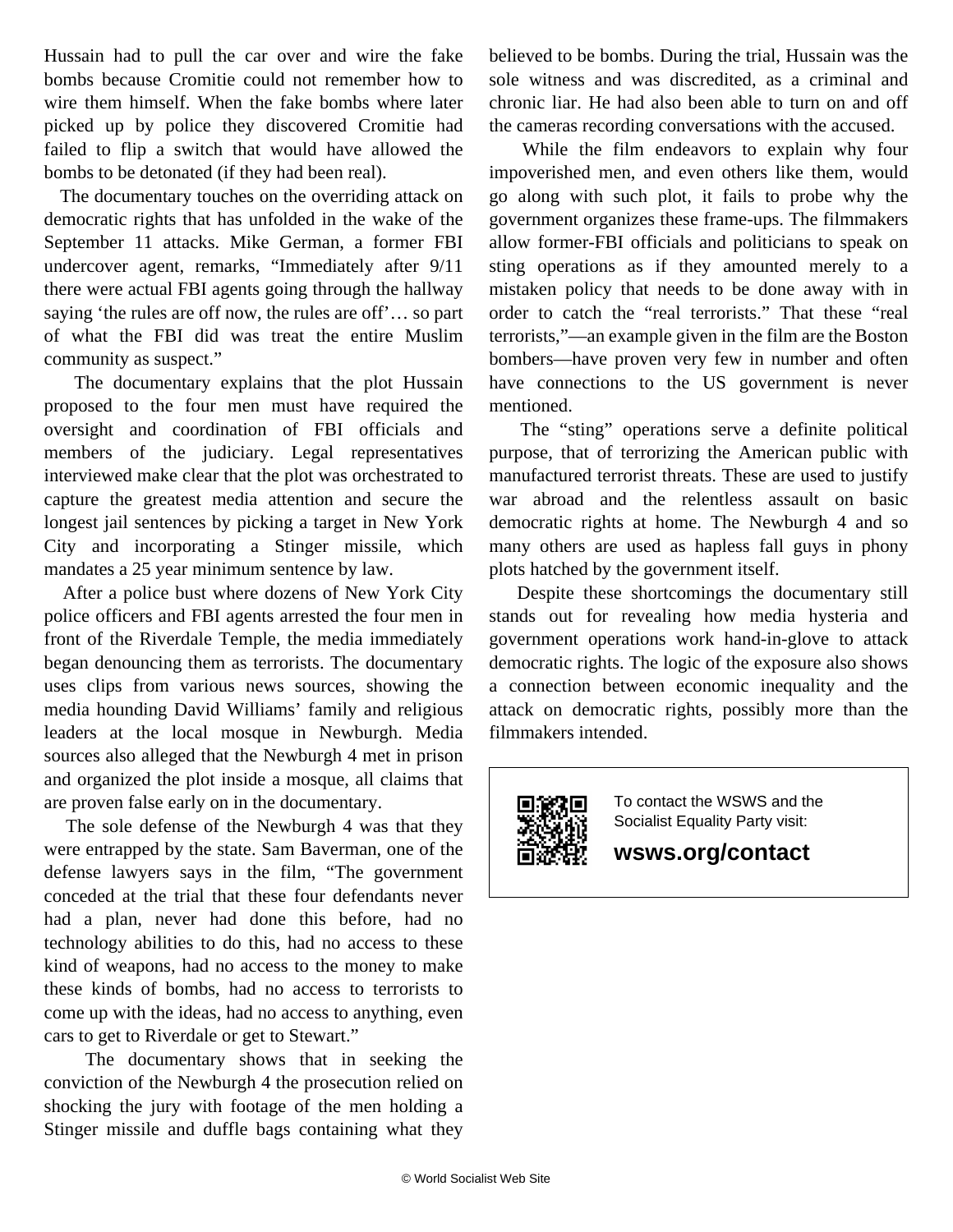Hussain had to pull the car over and wire the fake bombs because Cromitie could not remember how to wire them himself. When the fake bombs where later picked up by police they discovered Cromitie had failed to flip a switch that would have allowed the bombs to be detonated (if they had been real).

The documentary touches on the overriding attack on democratic rights that has unfolded in the wake of the September 11 attacks. Mike German, a former FBI undercover agent, remarks, "Immediately after 9/11 there were actual FBI agents going through the hallway saying 'the rules are off now, the rules are off'… so part of what the FBI did was treat the entire Muslim community as suspect."

The documentary explains that the plot Hussain proposed to the four men must have required the oversight and coordination of FBI officials and members of the judiciary. Legal representatives interviewed make clear that the plot was orchestrated to capture the greatest media attention and secure the longest jail sentences by picking a target in New York City and incorporating a Stinger missile, which mandates a 25 year minimum sentence by law.

After a police bust where dozens of New York City police officers and FBI agents arrested the four men in front of the Riverdale Temple, the media immediately began denouncing them as terrorists. The documentary uses clips from various news sources, showing the media hounding David Williams' family and religious leaders at the local mosque in Newburgh. Media sources also alleged that the Newburgh 4 met in prison and organized the plot inside a mosque, all claims that are proven false early on in the documentary.

The sole defense of the Newburgh 4 was that they were entrapped by the state. Sam Baverman, one of the defense lawyers says in the film, "The government conceded at the trial that these four defendants never had a plan, never had done this before, had no technology abilities to do this, had no access to these kind of weapons, had no access to the money to make these kinds of bombs, had no access to terrorists to come up with the ideas, had no access to anything, even cars to get to Riverdale or get to Stewart."

The documentary shows that in seeking the conviction of the Newburgh 4 the prosecution relied on shocking the jury with footage of the men holding a Stinger missile and duffle bags containing what they believed to be bombs. During the trial, Hussain was the sole witness and was discredited, as a criminal and chronic liar. He had also been able to turn on and off the cameras recording conversations with the accused.

While the film endeavors to explain why four impoverished men, and even others like them, would go along with such plot, it fails to probe why the government organizes these frame-ups. The filmmakers allow former-FBI officials and politicians to speak on sting operations as if they amounted merely to a mistaken policy that needs to be done away with in order to catch the "real terrorists." That these "real terrorists,"—an example given in the film are the Boston bombers—have proven very few in number and often have connections to the US government is never mentioned.

The "sting" operations serve a definite political purpose, that of terrorizing the American public with manufactured terrorist threats. These are used to justify war abroad and the relentless assault on basic democratic rights at home. The Newburgh 4 and so many others are used as hapless fall guys in phony plots hatched by the government itself.

Despite these shortcomings the documentary still stands out for revealing how media hysteria and government operations work hand-in-glove to attack democratic rights. The logic of the exposure also shows a connection between economic inequality and the attack on democratic rights, possibly more than the filmmakers intended.

To contact the WSWS and the Socialist Equality Party visit:

**wsws.org/contact**